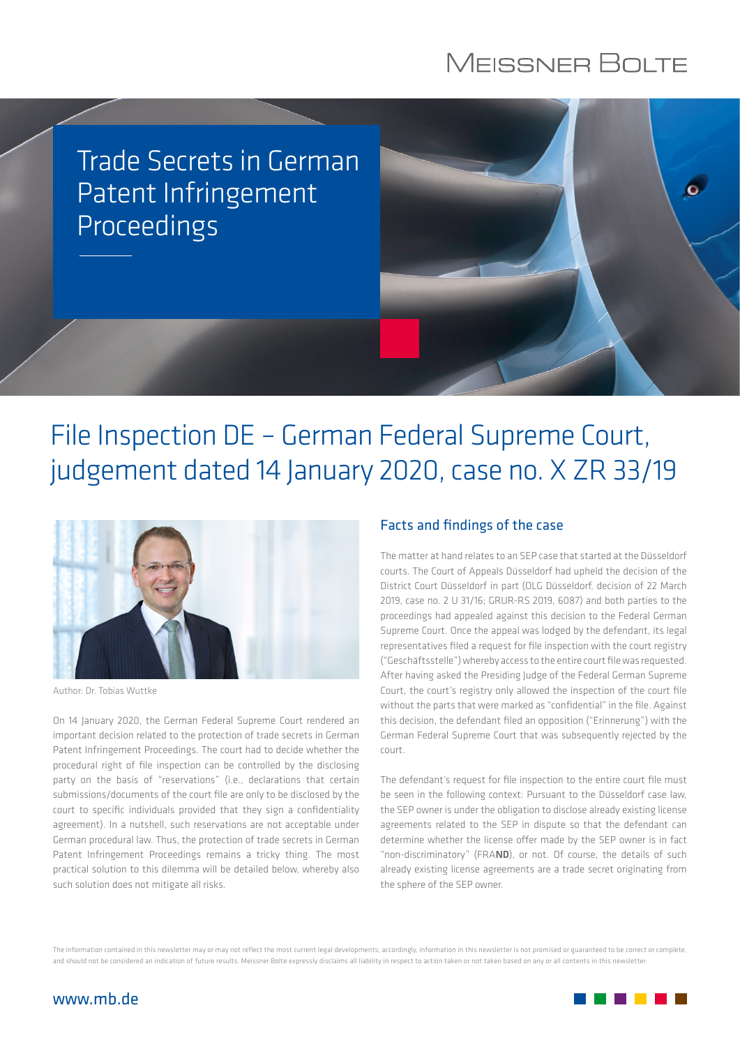# Trade Secrets in German Patent Infringement Proceedings

## File Inspection DE – German Federal Supreme Court, judgement dated 14 January 2020, case no. X ZR 33/19

Author: Dr. Tobias Wuttke

On 14 January 2020, the German Federal Supreme Court rendered an important decision related to the protection of trade secrets in German Patent Infringement Proceedings. The court had to decide whether the procedural right of file inspection can be controlled by the disclosing party on the basis of "reservations" (i.e., declarations that certain submissions/documents of the court file are only to be disclosed by the court to specific individuals provided that they sign a confidentiality agreement). In a nutshell, such reservations are not acceptable under German procedural law. Thus, the protection of trade secrets in German Patent Infringement Proceedings remains a tricky thing. The most practical solution to this dilemma will be detailed below, whereby also such solution does not mitigate all risks.

### Facts and findings of the case

The matter at hand relates to an SEP case that started at the Düsseldorf courts. The Court of Appeals Düsseldorf had upheld the decision of the District Court Düsseldorf in part (OLG Düsseldorf, decision of 22 March 2019, case no. 2 U 31/16; GRUR-RS 2019, 6087) and both parties to the proceedings had appealed against this decision to the Federal German Supreme Court. Once the appeal was lodged by the defendant, its legal representatives filed a request for file inspection with the court registry ("Geschäftsstelle") whereby access to the entire court file was requested. After having asked the Presiding Judge of the Federal German Supreme Court, the court's registry only allowed the inspection of the court file without the parts that were marked as "confidential" in the file. Against this decision, the defendant filed an opposition ("Erinnerung") with the German Federal Supreme Court that was subsequently rejected by the court.

The defendant's request for file inspection to the entire court file must be seen in the following context: Pursuant to the Düsseldorf case law, the SEP owner is under the obligation to disclose already existing license agreements related to the SEP in dispute so that the defendant can determine whether the license offer made by the SEP owner is in fact "non-discriminatory" (FRA**ND**), or not. Of course, the details of such already existing license agreements are a trade secret originating from the sphere of the SEP owner.

The information contained in this newsletter may or may not reflect the most current legal developments; accordingly, information in this newsletter is not promised or guaranteed to be correct or complete, and should not be considered an indication of future results. Meissner Bolte expressly disclaims all liability in respect to action taken or not taken based on any or all contents in this newsletter.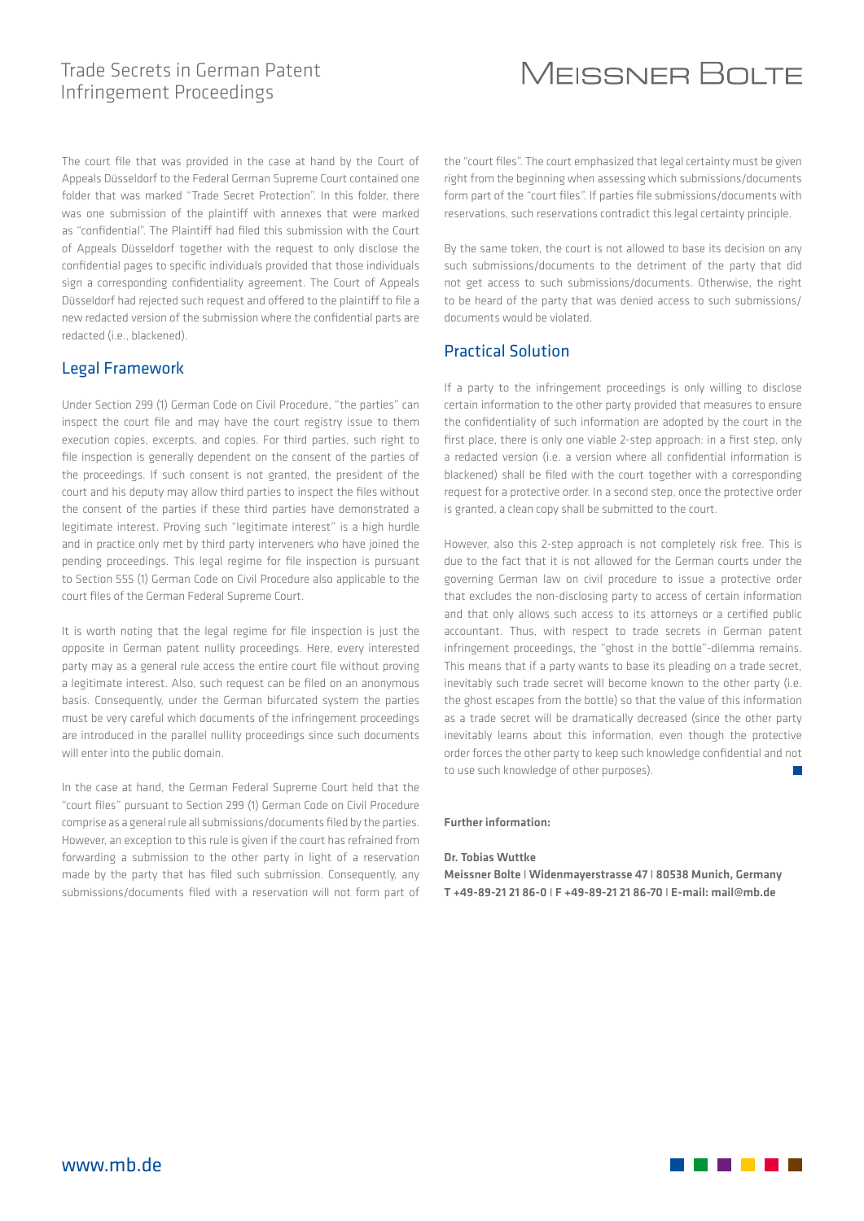The court file that was provided in the case at hand by the Court of Appeals Düsseldorf to the Federal German Supreme Court contained one folder that was marked "Trade Secret Protection". In this folder, there was one submission of the plaintiff with annexes that were marked as "confidential". The Plaintiff had filed this submission with the Court of Appeals Düsseldorf together with the request to only disclose the confidential pages to specific individuals provided that those individuals sign a corresponding confidentiality agreement. The Court of Appeals Düsseldorf had rejected such request and offered to the plaintiff to file a new redacted version of the submission where the confidential parts are redacted (i.e., blackened).

## Legal Framework

Under Section 299 (1) German Code on Civil Procedure, "the parties" can inspect the court file and may have the court registry issue to them execution copies, excerpts, and copies. For third parties, such right to file inspection is generally dependent on the consent of the parties of the proceedings. If such consent is not granted, the president of the court and his deputy may allow third parties to inspect the files without the consent of the parties if these third parties have demonstrated a legitimate interest. Proving such "legitimate interest" is a high hurdle and in practice only met by third party interveners who have joined the pending proceedings. This legal regime for file inspection is pursuant to Section 555 (1) German Code on Civil Procedure also applicable to the court files of the German Federal Supreme Court.

It is worth noting that the legal regime for file inspection is just the opposite in German patent nullity proceedings. Here, every interested party may as a general rule access the entire court file without proving a legitimate interest. Also, such request can be filed on an anonymous basis. Consequently, under the German bifurcated system the parties must be very careful which documents of the infringement proceedings are introduced in the parallel nullity proceedings since such documents will enter into the public domain.

In the case at hand, the German Federal Supreme Court held that the "court files" pursuant to Section 299 (1) German Code on Civil Procedure comprise as a general rule all submissions/documents filed by the parties. However, an exception to this rule is given if the court has refrained from forwarding a submission to the other party in light of a reservation made by the party that has filed such submission. Consequently, any submissions/documents filed with a reservation will not form part of the "court files". The court emphasized that legal certainty must be given right from the beginning when assessing which submissions/documents form part of the "court files". If parties file submissions/documents with reservations, such reservations contradict this legal certainty principle.

By the same token, the court is not allowed to base its decision on any such submissions/documents to the detriment of the party that did not get access to such submissions/documents. Otherwise, the right to be heard of the party that was denied access to such submissions/documents would be violated.

## Practical Solution

If a party to the infringement proceedings is only willing to disclose certain information to the other party provided that measures to ensure the confidentiality of such information are adopted by the court in the first place, there is only one viable 2-step approach: in a first step, only a redacted version (i.e. a version where all confidential information is blackened) shall be filed with the court together with a corresponding request for a protective order. In a second step, once the protective order is granted, a clean copy shall be submitted to the court.

However, also this 2-step approach is not completely risk free. This is due to the fact that it is not allowed for the German courts under the governing German law on civil procedure to issue a protective order that excludes the non-disclosing party to access of certain information and that only allows such access to its attorneys or a certified public accountant. Thus, with respect to trade secrets in German patent infringement proceedings, the "ghost in the bottle"-dilemma remains. This means that if a party wants to base its pleading on a trade secret, inevitably such trade secret will become known to the other party (i.e. the ghost escapes from the bottle) so that the value of this information as a trade secret will be dramatically decreased (since the other party inevitably learns about this information, even though the protective order forces the other party to keep such knowledge confidential and not to use such knowledge of other purposes).

**Further information:**

**Dr. Tobias Wuttke**
**Meissner Bolte | Widenmayerstrasse 47 | 80538 Munich, Germany**
**T +49-89-21 21 86-0 | F +49-89-21 21 86-70 | E-mail: mail@mb.de**